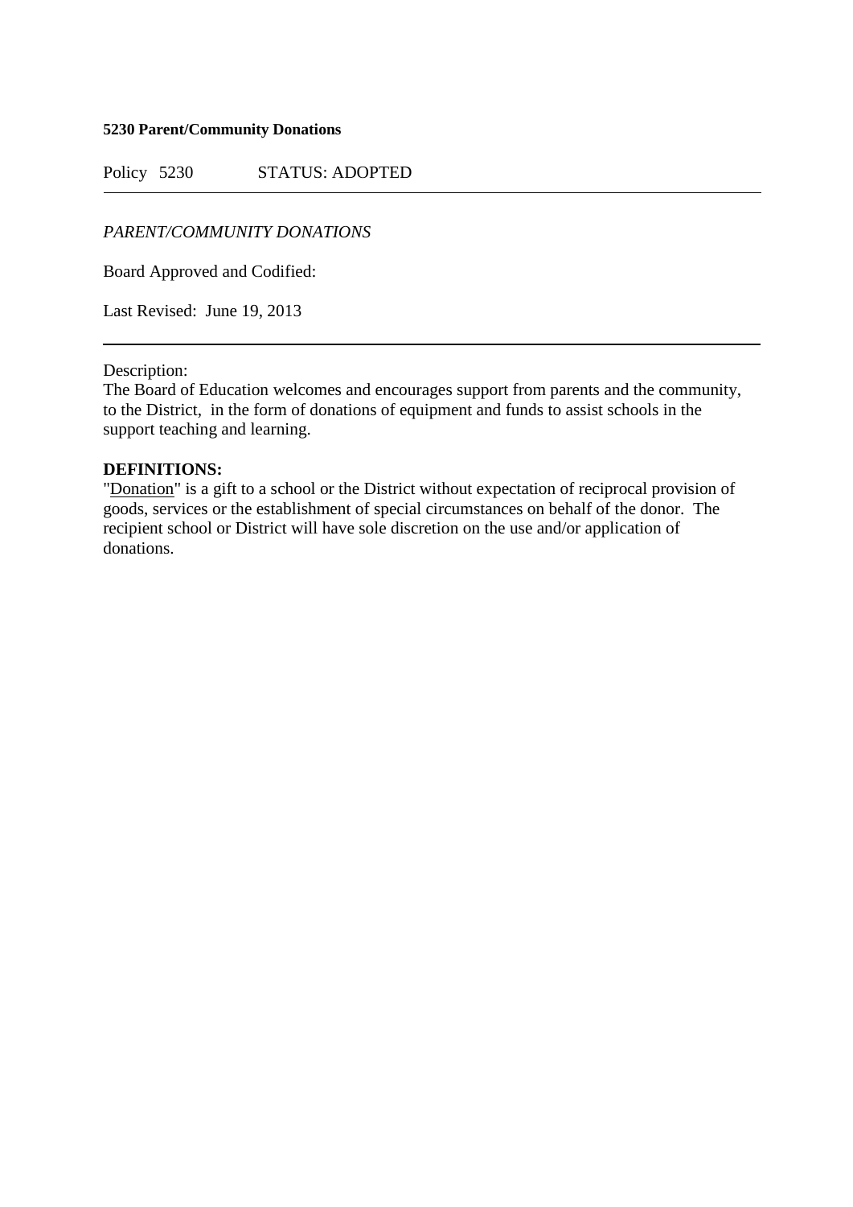**5230 Parent/Community Donations**

Policy 5230 STATUS: ADOPTED

---

*PARENT/COMMUNITY DONATIONS*

Board Approved and Codified:

Last Revised: June 19, 2013

---

Description:
The Board of Education welcomes and encourages support from parents and the community, to the District, in the form of donations of equipment and funds to assist schools in the support teaching and learning.

**DEFINITIONS:**
"Donation" is a gift to a school or the District without expectation of reciprocal provision of goods, services or the establishment of special circumstances on behalf of the donor. The recipient school or District will have sole discretion on the use and/or application of donations.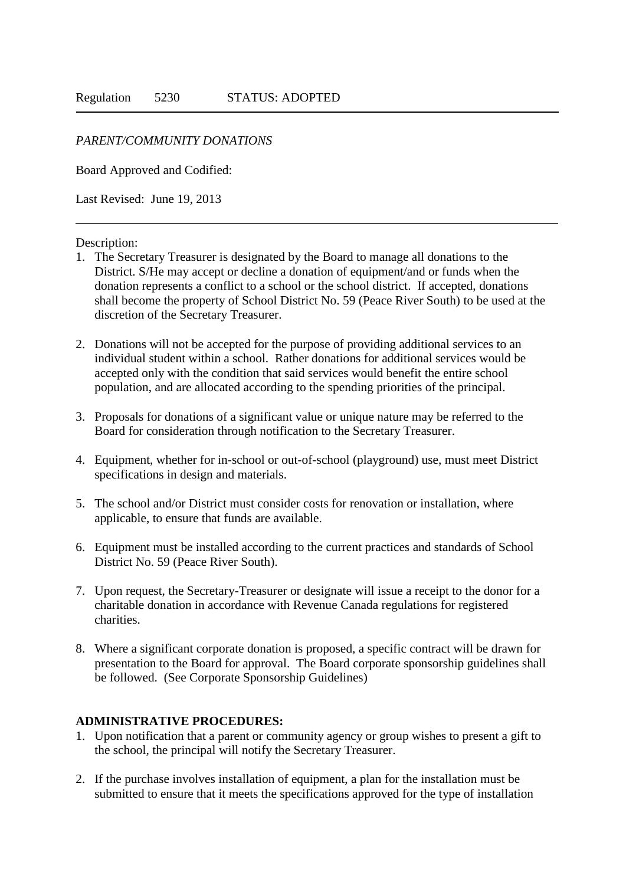Regulation 5230 STATUS: ADOPTED

*PARENT/COMMUNITY DONATIONS*

Board Approved and Codified:

Last Revised: June 19, 2013

---

Description:

1. The Secretary Treasurer is designated by the Board to manage all donations to the District. S/He may accept or decline a donation of equipment/and or funds when the donation represents a conflict to a school or the school district. If accepted, donations shall become the property of School District No. 59 (Peace River South) to be used at the discretion of the Secretary Treasurer.

2. Donations will not be accepted for the purpose of providing additional services to an individual student within a school. Rather donations for additional services would be accepted only with the condition that said services would benefit the entire school population, and are allocated according to the spending priorities of the principal.

3. Proposals for donations of a significant value or unique nature may be referred to the Board for consideration through notification to the Secretary Treasurer.

4. Equipment, whether for in-school or out-of-school (playground) use, must meet District specifications in design and materials.

5. The school and/or District must consider costs for renovation or installation, where applicable, to ensure that funds are available.

6. Equipment must be installed according to the current practices and standards of School District No. 59 (Peace River South).

7. Upon request, the Secretary-Treasurer or designate will issue a receipt to the donor for a charitable donation in accordance with Revenue Canada regulations for registered charities.

8. Where a significant corporate donation is proposed, a specific contract will be drawn for presentation to the Board for approval. The Board corporate sponsorship guidelines shall be followed. (See Corporate Sponsorship Guidelines)

**ADMINISTRATIVE PROCEDURES:**

1. Upon notification that a parent or community agency or group wishes to present a gift to the school, the principal will notify the Secretary Treasurer.

2. If the purchase involves installation of equipment, a plan for the installation must be submitted to ensure that it meets the specifications approved for the type of installation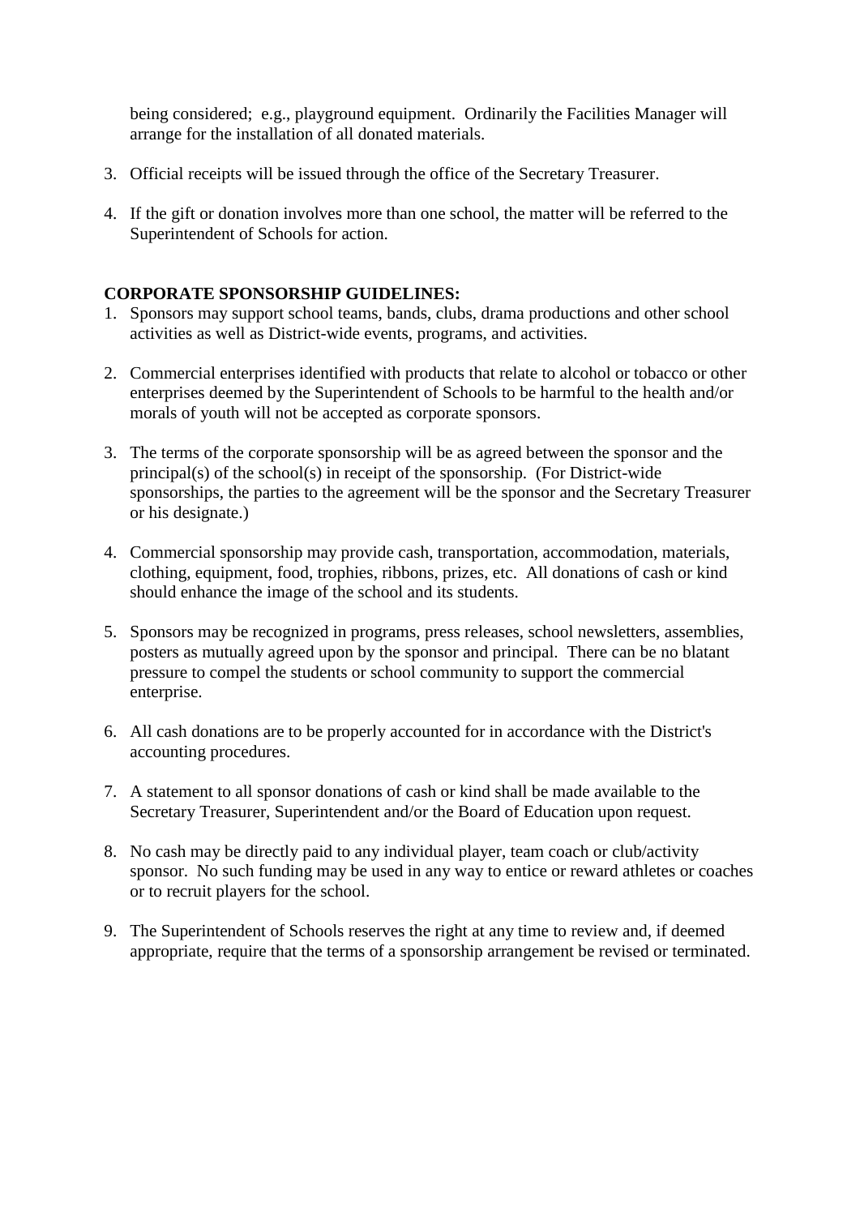being considered;  e.g., playground equipment.  Ordinarily the Facilities Manager will arrange for the installation of all donated materials.

3. Official receipts will be issued through the office of the Secretary Treasurer.

4. If the gift or donation involves more than one school, the matter will be referred to the Superintendent of Schools for action.

**CORPORATE SPONSORSHIP GUIDELINES:**

1. Sponsors may support school teams, bands, clubs, drama productions and other school activities as well as District-wide events, programs, and activities.

2. Commercial enterprises identified with products that relate to alcohol or tobacco or other enterprises deemed by the Superintendent of Schools to be harmful to the health and/or morals of youth will not be accepted as corporate sponsors.

3. The terms of the corporate sponsorship will be as agreed between the sponsor and the principal(s) of the school(s) in receipt of the sponsorship.  (For District-wide sponsorships, the parties to the agreement will be the sponsor and the Secretary Treasurer or his designate.)

4. Commercial sponsorship may provide cash, transportation, accommodation, materials, clothing, equipment, food, trophies, ribbons, prizes, etc.  All donations of cash or kind should enhance the image of the school and its students.

5. Sponsors may be recognized in programs, press releases, school newsletters, assemblies, posters as mutually agreed upon by the sponsor and principal.  There can be no blatant pressure to compel the students or school community to support the commercial enterprise.

6. All cash donations are to be properly accounted for in accordance with the District's accounting procedures.

7. A statement to all sponsor donations of cash or kind shall be made available to the Secretary Treasurer, Superintendent and/or the Board of Education upon request.

8. No cash may be directly paid to any individual player, team coach or club/activity sponsor.  No such funding may be used in any way to entice or reward athletes or coaches or to recruit players for the school.

9. The Superintendent of Schools reserves the right at any time to review and, if deemed appropriate, require that the terms of a sponsorship arrangement be revised or terminated.